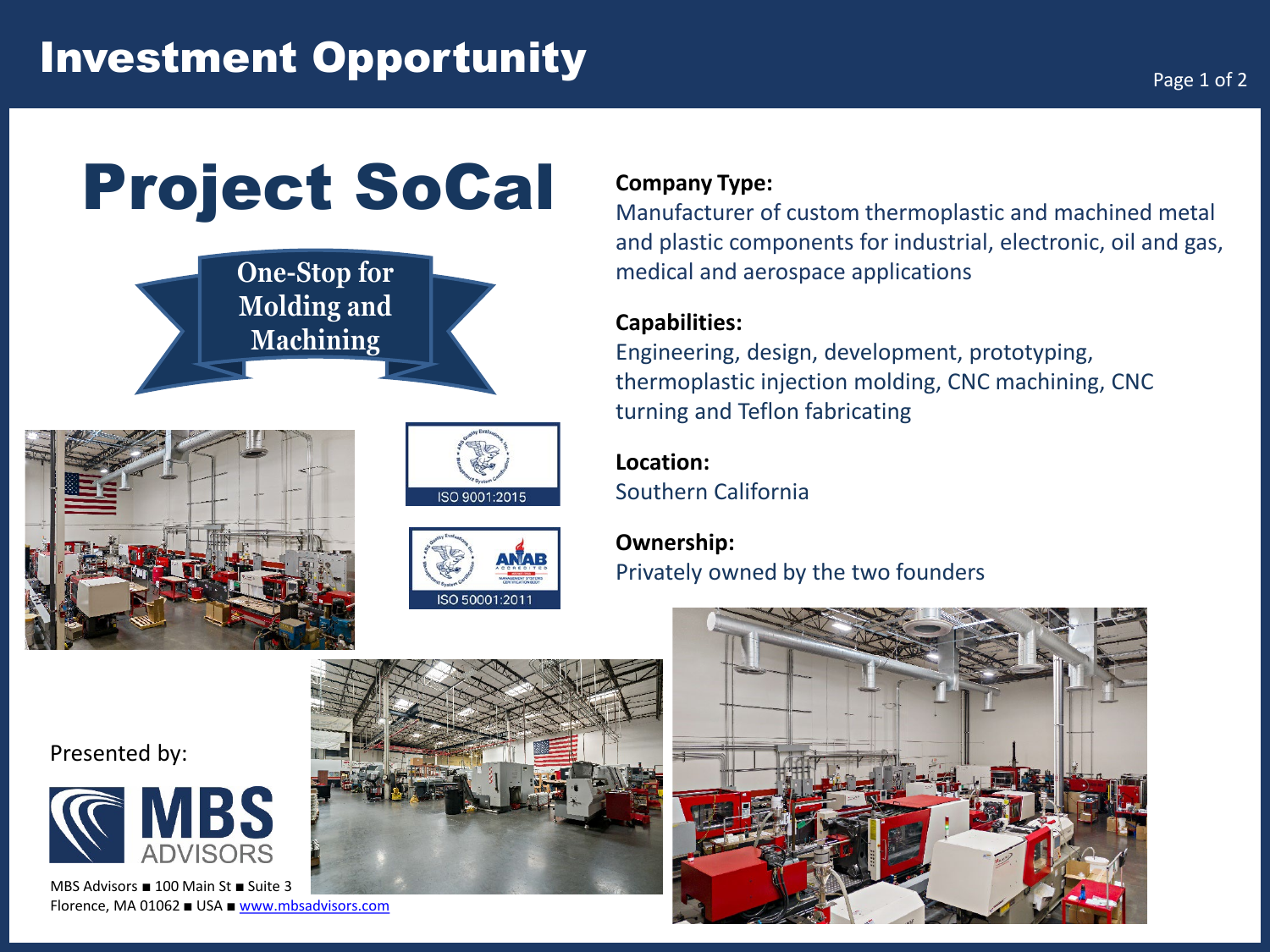# Investment Opportunity

# Project SoCal

**One-Stop for Molding and Machining**

ISO 9001:2015

ISO 50001:2011

**Company Type:**
Manufacturer of custom thermoplastic and machined metal and plastic components for industrial, electronic, oil and gas, medical and aerospace applications

**Capabilities:**
Engineering, design, development, prototyping, thermoplastic injection molding, CNC machining, CNC turning and Teflon fabricating

**Location:**
Southern California

**Ownership:**
Privately owned by the two founders

Presented by:

MBS ADVISORS

MBS Advisors ■ 100 Main St ■ Suite 3
Florence, MA 01062 ■ USA ■ [www.mbsadvisors.com](http://www.mbsadvisors.com)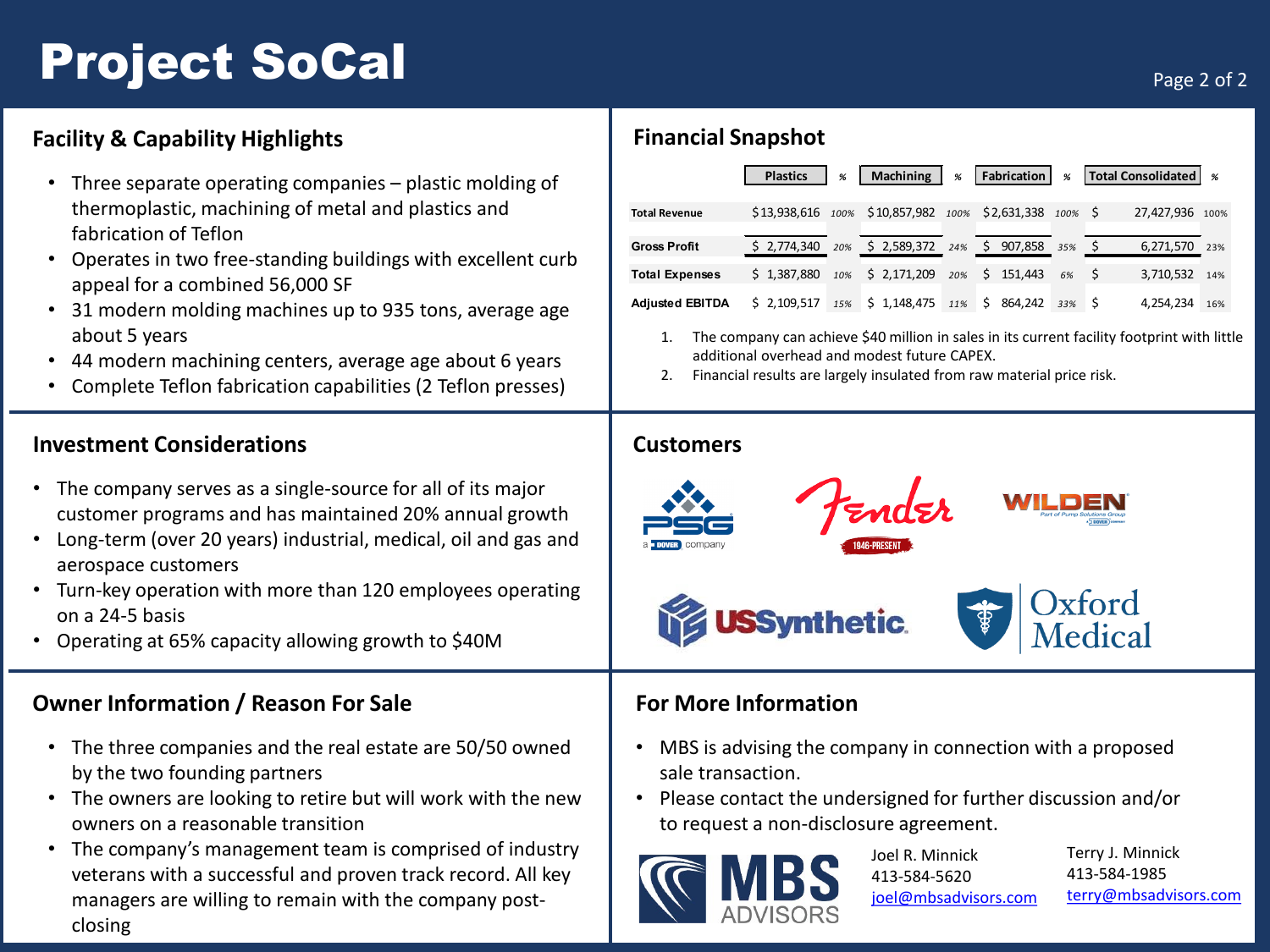# Project SoCal

## Facility & Capability Highlights

- Three separate operating companies – plastic molding of thermoplastic, machining of metal and plastics and fabrication of Teflon
- Operates in two free-standing buildings with excellent curb appeal for a combined 56,000 SF
- 31 modern molding machines up to 935 tons, average age about 5 years
- 44 modern machining centers, average age about 6 years
- Complete Teflon fabrication capabilities (2 Teflon presses)

## Financial Snapshot

| | Plastics | % | Machining | % | Fabrication | % | Total Consolidated | % |
|---|---|---|---|---|---|---|---|---|
| **Total Revenue** | $13,938,616 | 100% | $10,857,982 | 100% | $2,631,338 | 100% | $ 27,427,936 | 100% |
| **Gross Profit** | $ 2,774,340 | 20% | $ 2,589,372 | 24% | $ 907,858 | 35% | $ 6,271,570 | 23% |
| **Total Expenses** | $ 1,387,880 | 10% | $ 2,171,209 | 20% | $ 151,443 | 6% | $ 3,710,532 | 14% |
| **Adjusted EBITDA** | $ 2,109,517 | 15% | $ 1,148,475 | 11% | $ 864,242 | 33% | $ 4,254,234 | 16% |

1. The company can achieve $40 million in sales in its current facility footprint with little additional overhead and modest future CAPEX.
2. Financial results are largely insulated from raw material price risk.

## Investment Considerations

- The company serves as a single-source for all of its major customer programs and has maintained 20% annual growth
- Long-term (over 20 years) industrial, medical, oil and gas and aerospace customers
- Turn-key operation with more than 120 employees operating on a 24-5 basis
- Operating at 65% capacity allowing growth to $40M

## Customers

PSG a DOVER company

Fender 1946-PRESENT

WILDEN Part of Pump Solutions Group

USSynthetic

Oxford Medical

## Owner Information / Reason For Sale

- The three companies and the real estate are 50/50 owned by the two founding partners
- The owners are looking to retire but will work with the new owners on a reasonable transition
- The company's management team is comprised of industry veterans with a successful and proven track record. All key managers are willing to remain with the company post-closing

## For More Information

- MBS is advising the company in connection with a proposed sale transaction.
- Please contact the undersigned for further discussion and/or to request a non-disclosure agreement.

MBS ADVISORS

Joel R. Minnick
413-584-5620
joel@mbsadvisors.com

Terry J. Minnick
413-584-1985
terry@mbsadvisors.com